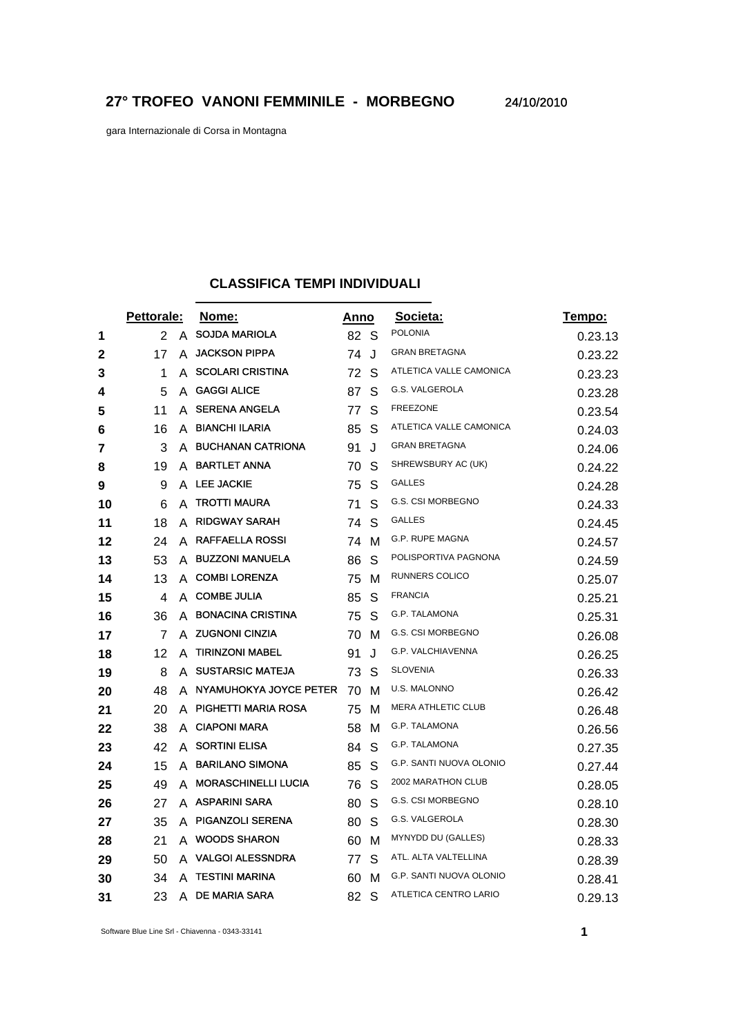# 27° TROFEO VANONI FEMMINILE - MORBEGNO

24/10/2010

gara Internazionale di Corsa in Montagna

## CLASSIFICA TEMPI INDIVIDUALI

| | Pettorale: | | Nome: | Anno | | Societa: | Tempo: |
|---|---|---|---|---|---|---|---|
| 1 | 2 | A | SOJDA MARIOLA | 82 | S | POLONIA | 0.23.13 |
| 2 | 17 | A | JACKSON PIPPA | 74 | J | GRAN BRETAGNA | 0.23.22 |
| 3 | 1 | A | SCOLARI CRISTINA | 72 | S | ATLETICA VALLE CAMONICA | 0.23.23 |
| 4 | 5 | A | GAGGI ALICE | 87 | S | G.S. VALGEROLA | 0.23.28 |
| 5 | 11 | A | SERENA ANGELA | 77 | S | FREEZONE | 0.23.54 |
| 6 | 16 | A | BIANCHI ILARIA | 85 | S | ATLETICA VALLE CAMONICA | 0.24.03 |
| 7 | 3 | A | BUCHANAN CATRIONA | 91 | J | GRAN BRETAGNA | 0.24.06 |
| 8 | 19 | A | BARTLET ANNA | 70 | S | SHREWSBURY AC (UK) | 0.24.22 |
| 9 | 9 | A | LEE JACKIE | 75 | S | GALLES | 0.24.28 |
| 10 | 6 | A | TROTTI MAURA | 71 | S | G.S. CSI MORBEGNO | 0.24.33 |
| 11 | 18 | A | RIDGWAY SARAH | 74 | S | GALLES | 0.24.45 |
| 12 | 24 | A | RAFFAELLA ROSSI | 74 | M | G.P. RUPE MAGNA | 0.24.57 |
| 13 | 53 | A | BUZZONI MANUELA | 86 | S | POLISPORTIVA PAGNONA | 0.24.59 |
| 14 | 13 | A | COMBI LORENZA | 75 | M | RUNNERS COLICO | 0.25.07 |
| 15 | 4 | A | COMBE JULIA | 85 | S | FRANCIA | 0.25.21 |
| 16 | 36 | A | BONACINA CRISTINA | 75 | S | G.P. TALAMONA | 0.25.31 |
| 17 | 7 | A | ZUGNONI CINZIA | 70 | M | G.S. CSI MORBEGNO | 0.26.08 |
| 18 | 12 | A | TIRINZONI MABEL | 91 | J | G.P. VALCHIAVENNA | 0.26.25 |
| 19 | 8 | A | SUSTARSIC MATEJA | 73 | S | SLOVENIA | 0.26.33 |
| 20 | 48 | A | NYAMUHOKYA JOYCE PETER | 70 | M | U.S. MALONNO | 0.26.42 |
| 21 | 20 | A | PIGHETTI MARIA ROSA | 75 | M | MERA ATHLETIC CLUB | 0.26.48 |
| 22 | 38 | A | CIAPONI MARA | 58 | M | G.P. TALAMONA | 0.26.56 |
| 23 | 42 | A | SORTINI ELISA | 84 | S | G.P. TALAMONA | 0.27.35 |
| 24 | 15 | A | BARILANO SIMONA | 85 | S | G.P. SANTI NUOVA OLONIO | 0.27.44 |
| 25 | 49 | A | MORASCHINELLI LUCIA | 76 | S | 2002 MARATHON CLUB | 0.28.05 |
| 26 | 27 | A | ASPARINI SARA | 80 | S | G.S. CSI MORBEGNO | 0.28.10 |
| 27 | 35 | A | PIGANZOLI SERENA | 80 | S | G.S. VALGEROLA | 0.28.30 |
| 28 | 21 | A | WOODS SHARON | 60 | M | MYNYDD DU (GALLES) | 0.28.33 |
| 29 | 50 | A | VALGOI ALESSNDRA | 77 | S | ATL. ALTA VALTELLINA | 0.28.39 |
| 30 | 34 | A | TESTINI MARINA | 60 | M | G.P. SANTI NUOVA OLONIO | 0.28.41 |
| 31 | 23 | A | DE MARIA SARA | 82 | S | ATLETICA CENTRO LARIO | 0.29.13 |

Software Blue Line Srl - Chiavenna - 0343-33141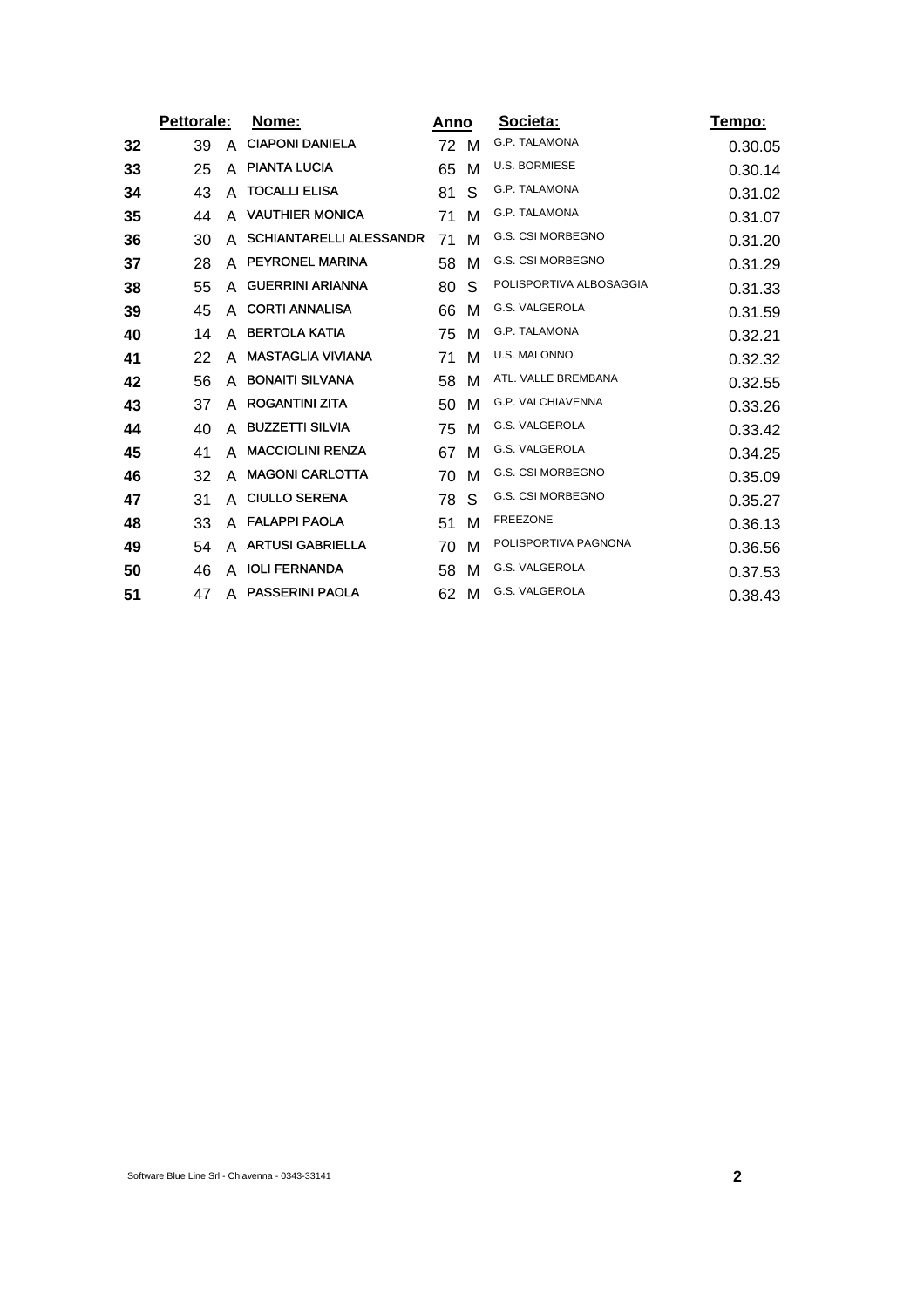| | Pettorale: | | Nome: | Anno | | Societa: | Tempo: |
|---|---|---|---|---|---|---|---|
| 32 | 39 | A | CIAPONI DANIELA | 72 | M | G.P. TALAMONA | 0.30.05 |
| 33 | 25 | A | PIANTA LUCIA | 65 | M | U.S. BORMIESE | 0.30.14 |
| 34 | 43 | A | TOCALLI ELISA | 81 | S | G.P. TALAMONA | 0.31.02 |
| 35 | 44 | A | VAUTHIER MONICA | 71 | M | G.P. TALAMONA | 0.31.07 |
| 36 | 30 | A | SCHIANTARELLI ALESSANDR | 71 | M | G.S. CSI MORBEGNO | 0.31.20 |
| 37 | 28 | A | PEYRONEL MARINA | 58 | M | G.S. CSI MORBEGNO | 0.31.29 |
| 38 | 55 | A | GUERRINI ARIANNA | 80 | S | POLISPORTIVA ALBOSAGGIA | 0.31.33 |
| 39 | 45 | A | CORTI ANNALISA | 66 | M | G.S. VALGEROLA | 0.31.59 |
| 40 | 14 | A | BERTOLA KATIA | 75 | M | G.P. TALAMONA | 0.32.21 |
| 41 | 22 | A | MASTAGLIA VIVIANA | 71 | M | U.S. MALONNO | 0.32.32 |
| 42 | 56 | A | BONAITI SILVANA | 58 | M | ATL. VALLE BREMBANA | 0.32.55 |
| 43 | 37 | A | ROGANTINI ZITA | 50 | M | G.P. VALCHIAVENNA | 0.33.26 |
| 44 | 40 | A | BUZZETTI SILVIA | 75 | M | G.S. VALGEROLA | 0.33.42 |
| 45 | 41 | A | MACCIOLINI RENZA | 67 | M | G.S. VALGEROLA | 0.34.25 |
| 46 | 32 | A | MAGONI CARLOTTA | 70 | M | G.S. CSI MORBEGNO | 0.35.09 |
| 47 | 31 | A | CIULLO SERENA | 78 | S | G.S. CSI MORBEGNO | 0.35.27 |
| 48 | 33 | A | FALAPPI PAOLA | 51 | M | FREEZONE | 0.36.13 |
| 49 | 54 | A | ARTUSI GABRIELLA | 70 | M | POLISPORTIVA PAGNONA | 0.36.56 |
| 50 | 46 | A | IOLI FERNANDA | 58 | M | G.S. VALGEROLA | 0.37.53 |
| 51 | 47 | A | PASSERINI PAOLA | 62 | M | G.S. VALGEROLA | 0.38.43 |

Software Blue Line Srl - Chiavenna - 0343-33141